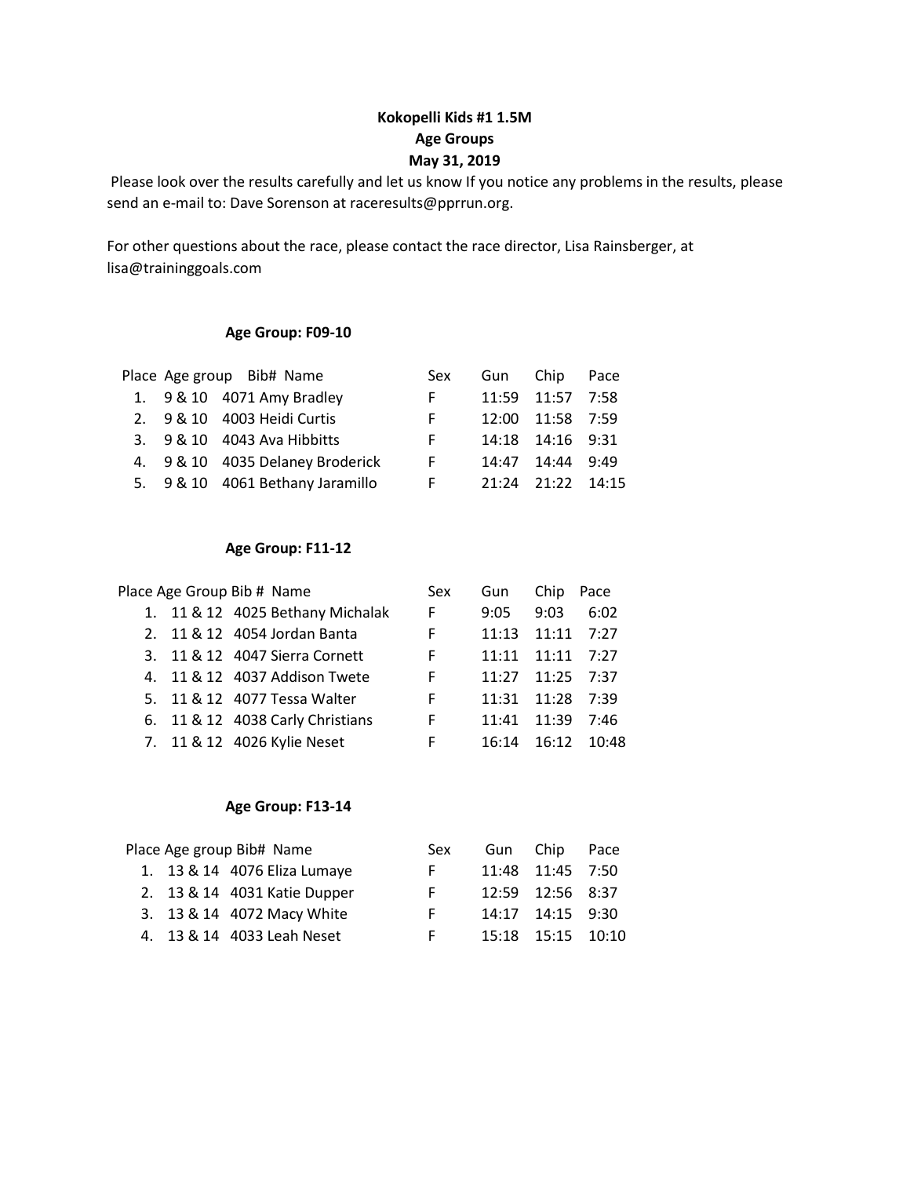**Kokopelli Kids #1 1.5M**
**Age Groups**
**May 31, 2019**

Please look over the results carefully and let us know If you notice any problems in the results, please send an e-mail to: Dave Sorenson at raceresults@pprrun.org.

For other questions about the race, please contact the race director, Lisa Rainsberger, at lisa@traininggoals.com

**Age Group: F09-10**

| Place | Age group | Bib# | Name | Sex | Gun | Chip | Pace |
|---|---|---|---|---|---|---|---|
| 1. | 9 & 10 | 4071 | Amy Bradley | F | 11:59 | 11:57 | 7:58 |
| 2. | 9 & 10 | 4003 | Heidi Curtis | F | 12:00 | 11:58 | 7:59 |
| 3. | 9 & 10 | 4043 | Ava Hibbitts | F | 14:18 | 14:16 | 9:31 |
| 4. | 9 & 10 | 4035 | Delaney Broderick | F | 14:47 | 14:44 | 9:49 |
| 5. | 9 & 10 | 4061 | Bethany Jaramillo | F | 21:24 | 21:22 | 14:15 |

**Age Group: F11-12**

| Place | Age Group | Bib # | Name | Sex | Gun | Chip | Pace |
|---|---|---|---|---|---|---|---|
| 1. | 11 & 12 | 4025 | Bethany Michalak | F | 9:05 | 9:03 | 6:02 |
| 2. | 11 & 12 | 4054 | Jordan Banta | F | 11:13 | 11:11 | 7:27 |
| 3. | 11 & 12 | 4047 | Sierra Cornett | F | 11:11 | 11:11 | 7:27 |
| 4. | 11 & 12 | 4037 | Addison Twete | F | 11:27 | 11:25 | 7:37 |
| 5. | 11 & 12 | 4077 | Tessa Walter | F | 11:31 | 11:28 | 7:39 |
| 6. | 11 & 12 | 4038 | Carly Christians | F | 11:41 | 11:39 | 7:46 |
| 7. | 11 & 12 | 4026 | Kylie Neset | F | 16:14 | 16:12 | 10:48 |

**Age Group: F13-14**

| Place | Age group | Bib# | Name | Sex | Gun | Chip | Pace |
|---|---|---|---|---|---|---|---|
| 1. | 13 & 14 | 4076 | Eliza Lumaye | F | 11:48 | 11:45 | 7:50 |
| 2. | 13 & 14 | 4031 | Katie Dupper | F | 12:59 | 12:56 | 8:37 |
| 3. | 13 & 14 | 4072 | Macy White | F | 14:17 | 14:15 | 9:30 |
| 4. | 13 & 14 | 4033 | Leah Neset | F | 15:18 | 15:15 | 10:10 |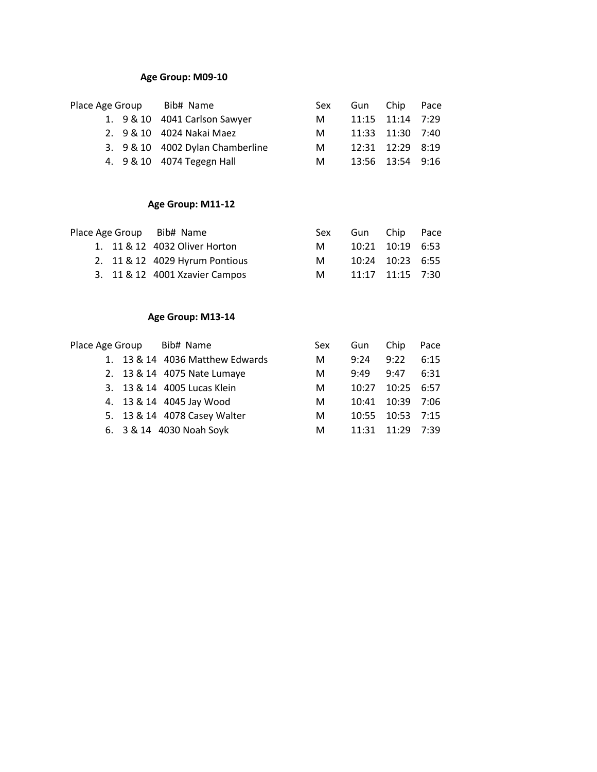**Age Group: M09-10**

| Place | Age Group | Bib# | Name | Sex | Gun | Chip | Pace |
|---|---|---|---|---|---|---|---|
| 1. | 9 & 10 | 4041 | Carlson Sawyer | M | 11:15 | 11:14 | 7:29 |
| 2. | 9 & 10 | 4024 | Nakai Maez | M | 11:33 | 11:30 | 7:40 |
| 3. | 9 & 10 | 4002 | Dylan Chamberline | M | 12:31 | 12:29 | 8:19 |
| 4. | 9 & 10 | 4074 | Tegegn Hall | M | 13:56 | 13:54 | 9:16 |

**Age Group: M11-12**

| Place | Age Group | Bib# | Name | Sex | Gun | Chip | Pace |
|---|---|---|---|---|---|---|---|
| 1. | 11 & 12 | 4032 | Oliver Horton | M | 10:21 | 10:19 | 6:53 |
| 2. | 11 & 12 | 4029 | Hyrum Pontious | M | 10:24 | 10:23 | 6:55 |
| 3. | 11 & 12 | 4001 | Xzavier Campos | M | 11:17 | 11:15 | 7:30 |

**Age Group: M13-14**

| Place | Age Group | Bib# | Name | Sex | Gun | Chip | Pace |
|---|---|---|---|---|---|---|---|
| 1. | 13 & 14 | 4036 | Matthew Edwards | M | 9:24 | 9:22 | 6:15 |
| 2. | 13 & 14 | 4075 | Nate Lumaye | M | 9:49 | 9:47 | 6:31 |
| 3. | 13 & 14 | 4005 | Lucas Klein | M | 10:27 | 10:25 | 6:57 |
| 4. | 13 & 14 | 4045 | Jay Wood | M | 10:41 | 10:39 | 7:06 |
| 5. | 13 & 14 | 4078 | Casey Walter | M | 10:55 | 10:53 | 7:15 |
| 6. | 3 & 14 | 4030 | Noah Soyk | M | 11:31 | 11:29 | 7:39 |